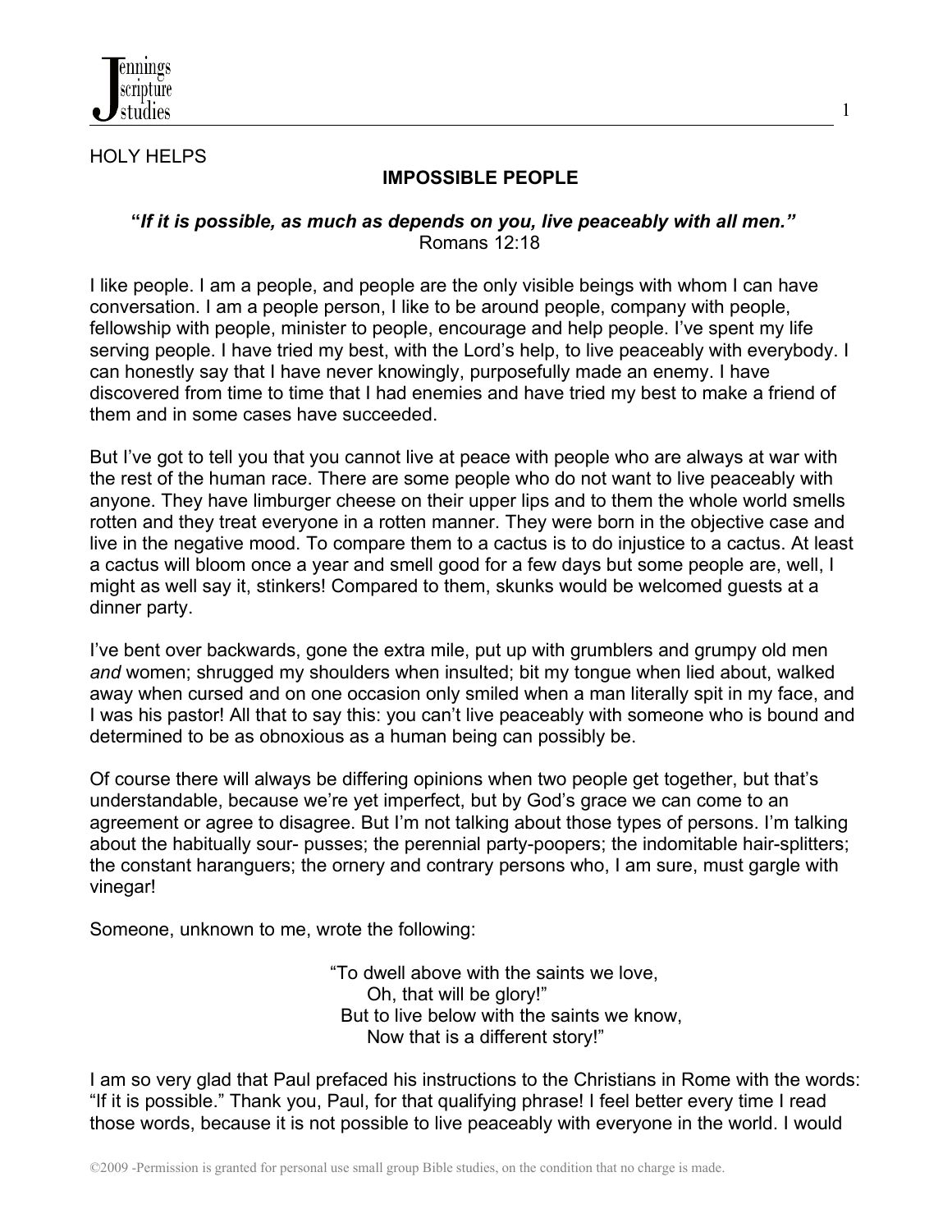HOLY HELPS

## IMPOSSIBLE PEOPLE

***"If it is possible, as much as depends on you, live peaceably with all men."***
Romans 12:18

I like people. I am a people, and people are the only visible beings with whom I can have conversation. I am a people person, I like to be around people, company with people, fellowship with people, minister to people, encourage and help people. I've spent my life serving people. I have tried my best, with the Lord's help, to live peaceably with everybody. I can honestly say that I have never knowingly, purposefully made an enemy. I have discovered from time to time that I had enemies and have tried my best to make a friend of them and in some cases have succeeded.

But I've got to tell you that you cannot live at peace with people who are always at war with the rest of the human race. There are some people who do not want to live peaceably with anyone. They have limburger cheese on their upper lips and to them the whole world smells rotten and they treat everyone in a rotten manner. They were born in the objective case and live in the negative mood. To compare them to a cactus is to do injustice to a cactus. At least a cactus will bloom once a year and smell good for a few days but some people are, well, I might as well say it, stinkers! Compared to them, skunks would be welcomed guests at a dinner party.

I've bent over backwards, gone the extra mile, put up with grumblers and grumpy old men *and* women; shrugged my shoulders when insulted; bit my tongue when lied about, walked away when cursed and on one occasion only smiled when a man literally spit in my face, and I was his pastor! All that to say this: you can't live peaceably with someone who is bound and determined to be as obnoxious as a human being can possibly be.

Of course there will always be differing opinions when two people get together, but that's understandable, because we're yet imperfect, but by God's grace we can come to an agreement or agree to disagree. But I'm not talking about those types of persons. I'm talking about the habitually sour- pusses; the perennial party-poopers; the indomitable hair-splitters; the constant haranguers; the ornery and contrary persons who, I am sure, must gargle with vinegar!

Someone, unknown to me, wrote the following:

> "To dwell above with the saints we love,
> Oh, that will be glory!"
> But to live below with the saints we know,
> Now that is a different story!"

I am so very glad that Paul prefaced his instructions to the Christians in Rome with the words: "If it is possible." Thank you, Paul, for that qualifying phrase! I feel better every time I read those words, because it is not possible to live peaceably with everyone in the world. I would

©2009 -Permission is granted for personal use small group Bible studies, on the condition that no charge is made.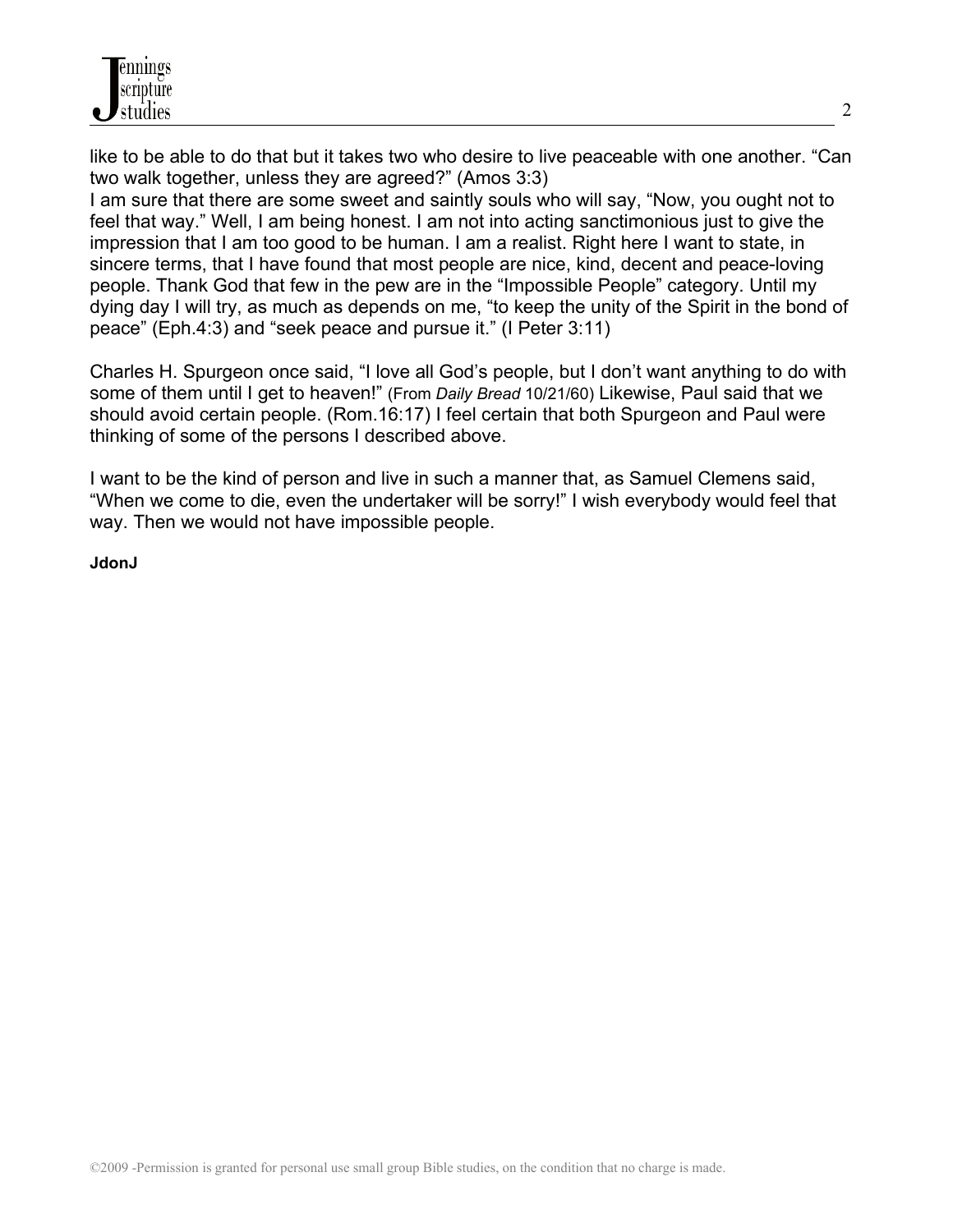like to be able to do that but it takes two who desire to live peaceable with one another. "Can two walk together, unless they are agreed?" (Amos 3:3)
I am sure that there are some sweet and saintly souls who will say, "Now, you ought not to feel that way." Well, I am being honest. I am not into acting sanctimonious just to give the impression that I am too good to be human. I am a realist. Right here I want to state, in sincere terms, that I have found that most people are nice, kind, decent and peace-loving people. Thank God that few in the pew are in the "Impossible People" category. Until my dying day I will try, as much as depends on me, "to keep the unity of the Spirit in the bond of peace" (Eph.4:3) and "seek peace and pursue it." (I Peter 3:11)

Charles H. Spurgeon once said, "I love all God's people, but I don't want anything to do with some of them until I get to heaven!" (From *Daily Bread* 10/21/60) Likewise, Paul said that we should avoid certain people. (Rom.16:17) I feel certain that both Spurgeon and Paul were thinking of some of the persons I described above.

I want to be the kind of person and live in such a manner that, as Samuel Clemens said, "When we come to die, even the undertaker will be sorry!" I wish everybody would feel that way. Then we would not have impossible people.

**JdonJ**

©2009 -Permission is granted for personal use small group Bible studies, on the condition that no charge is made.